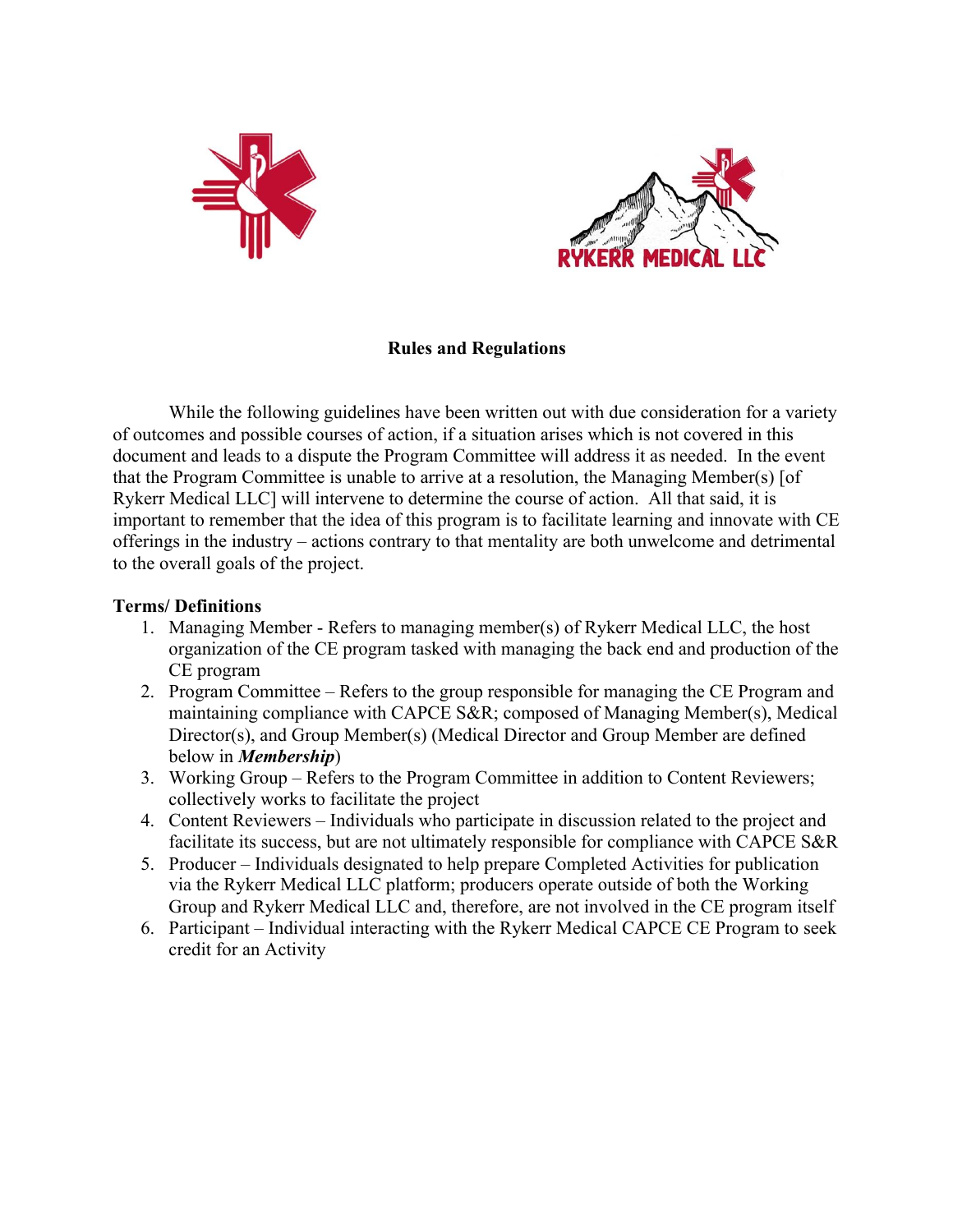# Rules and Regulations

While the following guidelines have been written out with due consideration for a variety of outcomes and possible courses of action, if a situation arises which is not covered in this document and leads to a dispute the Program Committee will address it as needed. In the event that the Program Committee is unable to arrive at a resolution, the Managing Member(s) [of Rykerr Medical LLC] will intervene to determine the course of action. All that said, it is important to remember that the idea of this program is to facilitate learning and innovate with CE offerings in the industry – actions contrary to that mentality are both unwelcome and detrimental to the overall goals of the project.

## Terms/ Definitions

1. Managing Member - Refers to managing member(s) of Rykerr Medical LLC, the host organization of the CE program tasked with managing the back end and production of the CE program
2. Program Committee – Refers to the group responsible for managing the CE Program and maintaining compliance with CAPCE S&R; composed of Managing Member(s), Medical Director(s), and Group Member(s) (Medical Director and Group Member are defined below in ***Membership***)
3. Working Group – Refers to the Program Committee in addition to Content Reviewers; collectively works to facilitate the project
4. Content Reviewers – Individuals who participate in discussion related to the project and facilitate its success, but are not ultimately responsible for compliance with CAPCE S&R
5. Producer – Individuals designated to help prepare Completed Activities for publication via the Rykerr Medical LLC platform; producers operate outside of both the Working Group and Rykerr Medical LLC and, therefore, are not involved in the CE program itself
6. Participant – Individual interacting with the Rykerr Medical CAPCE CE Program to seek credit for an Activity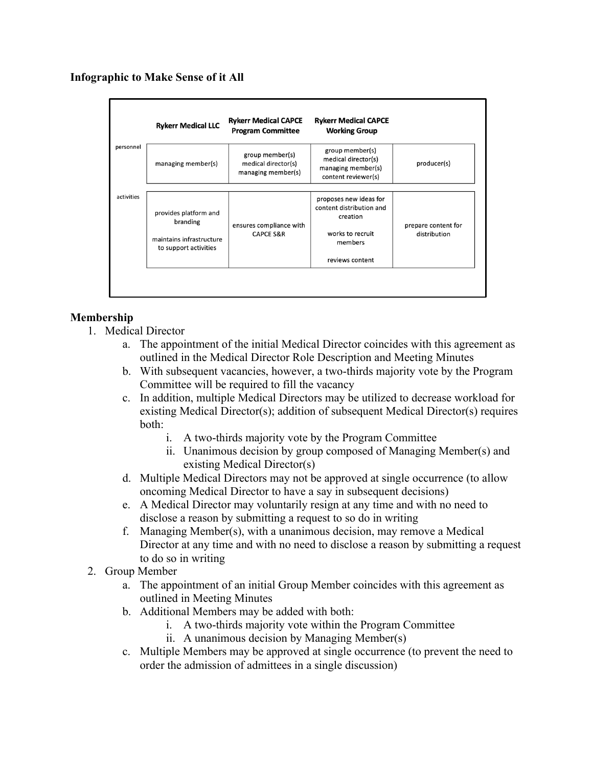**Infographic to Make Sense of it All**

| | Rykerr Medical LLC | Rykerr Medical CAPCE Program Committee | Rykerr Medical CAPCE Working Group | |
|---|---|---|---|---|
| personnel | managing member(s) | group member(s)<br>medical director(s)<br>managing member(s) | group member(s)<br>medical director(s)<br>managing member(s)<br>content reviewer(s) | producer(s) |
| activities | provides platform and branding<br><br>maintains infrastructure to support activities | ensures compliance with CAPCE S&R | proposes new ideas for content distribution and creation<br><br>works to recruit members<br><br>reviews content | prepare content for distribution |

## Membership

1. Medical Director
    a. The appointment of the initial Medical Director coincides with this agreement as outlined in the Medical Director Role Description and Meeting Minutes
    b. With subsequent vacancies, however, a two-thirds majority vote by the Program Committee will be required to fill the vacancy
    c. In addition, multiple Medical Directors may be utilized to decrease workload for existing Medical Director(s); addition of subsequent Medical Director(s) requires both:
        i. A two-thirds majority vote by the Program Committee
        ii. Unanimous decision by group composed of Managing Member(s) and existing Medical Director(s)
    d. Multiple Medical Directors may not be approved at single occurrence (to allow oncoming Medical Director to have a say in subsequent decisions)
    e. A Medical Director may voluntarily resign at any time and with no need to disclose a reason by submitting a request to so do in writing
    f. Managing Member(s), with a unanimous decision, may remove a Medical Director at any time and with no need to disclose a reason by submitting a request to do so in writing
2. Group Member
    a. The appointment of an initial Group Member coincides with this agreement as outlined in Meeting Minutes
    b. Additional Members may be added with both:
        i. A two-thirds majority vote within the Program Committee
        ii. A unanimous decision by Managing Member(s)
    c. Multiple Members may be approved at single occurrence (to prevent the need to order the admission of admittees in a single discussion)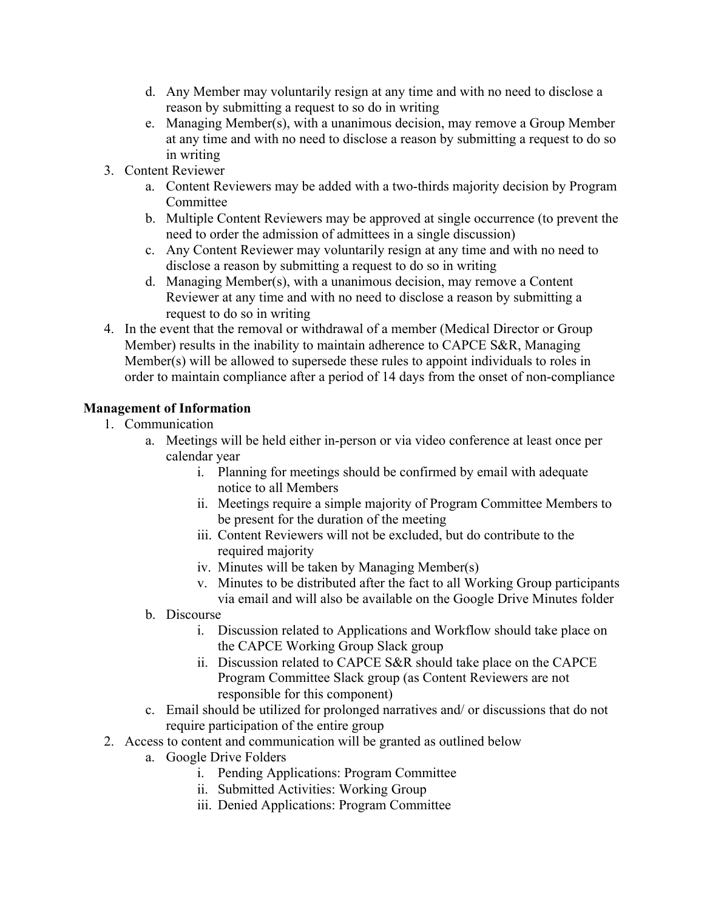d. Any Member may voluntarily resign at any time and with no need to disclose a reason by submitting a request to so do in writing
   e. Managing Member(s), with a unanimous decision, may remove a Group Member at any time and with no need to disclose a reason by submitting a request to do so in writing
3. Content Reviewer
   a. Content Reviewers may be added with a two-thirds majority decision by Program Committee
   b. Multiple Content Reviewers may be approved at single occurrence (to prevent the need to order the admission of admittees in a single discussion)
   c. Any Content Reviewer may voluntarily resign at any time and with no need to disclose a reason by submitting a request to do so in writing
   d. Managing Member(s), with a unanimous decision, may remove a Content Reviewer at any time and with no need to disclose a reason by submitting a request to do so in writing
4. In the event that the removal or withdrawal of a member (Medical Director or Group Member) results in the inability to maintain adherence to CAPCE S&R, Managing Member(s) will be allowed to supersede these rules to appoint individuals to roles in order to maintain compliance after a period of 14 days from the onset of non-compliance

**Management of Information**

1. Communication
   a. Meetings will be held either in-person or via video conference at least once per calendar year
      i. Planning for meetings should be confirmed by email with adequate notice to all Members
      ii. Meetings require a simple majority of Program Committee Members to be present for the duration of the meeting
      iii. Content Reviewers will not be excluded, but do contribute to the required majority
      iv. Minutes will be taken by Managing Member(s)
      v. Minutes to be distributed after the fact to all Working Group participants via email and will also be available on the Google Drive Minutes folder
   b. Discourse
      i. Discussion related to Applications and Workflow should take place on the CAPCE Working Group Slack group
      ii. Discussion related to CAPCE S&R should take place on the CAPCE Program Committee Slack group (as Content Reviewers are not responsible for this component)
   c. Email should be utilized for prolonged narratives and/ or discussions that do not require participation of the entire group
2. Access to content and communication will be granted as outlined below
   a. Google Drive Folders
      i. Pending Applications: Program Committee
      ii. Submitted Activities: Working Group
      iii. Denied Applications: Program Committee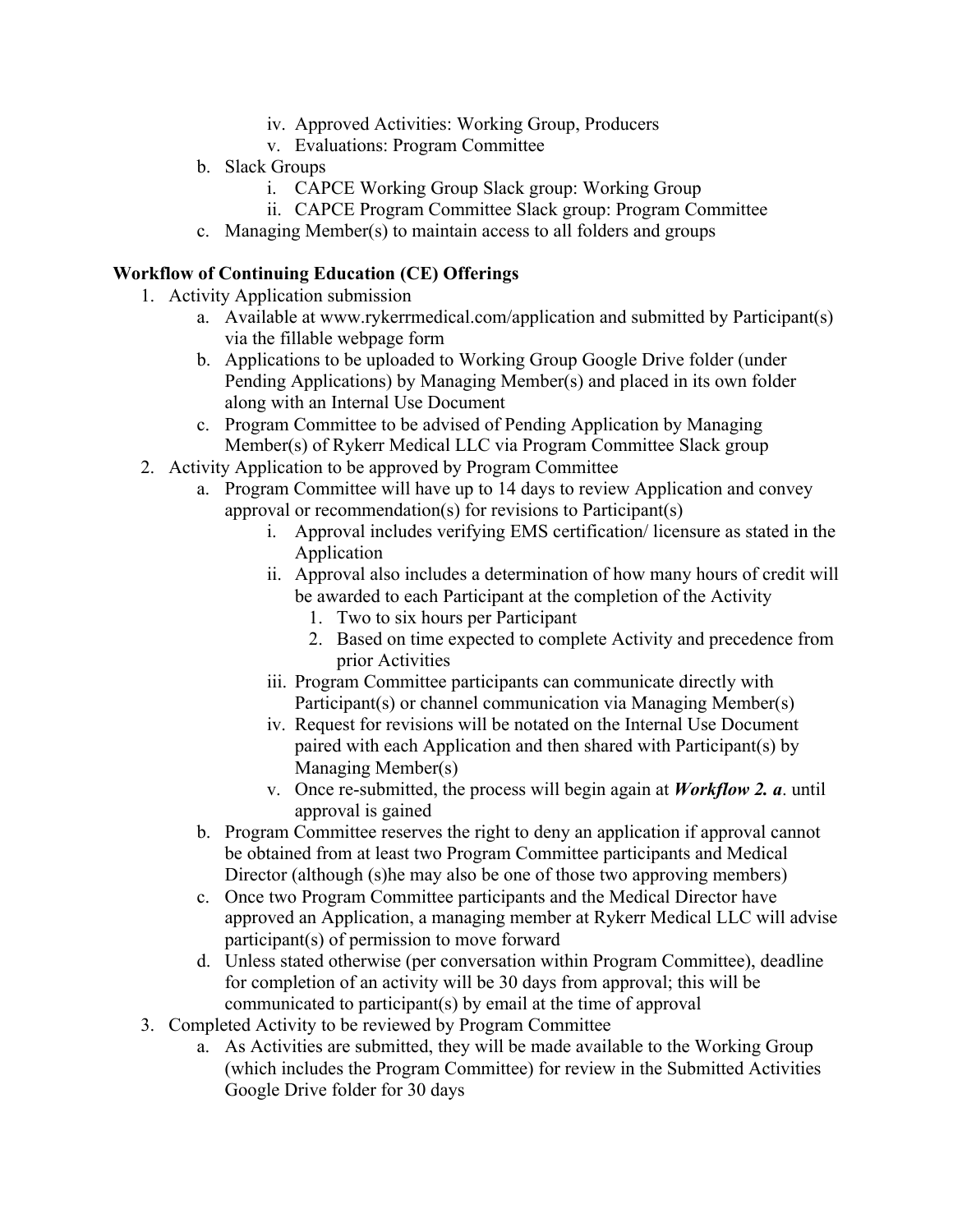iv. Approved Activities: Working Group, Producers
        v. Evaluations: Program Committee
    b. Slack Groups
        i. CAPCE Working Group Slack group: Working Group
        ii. CAPCE Program Committee Slack group: Program Committee
    c. Managing Member(s) to maintain access to all folders and groups

**Workflow of Continuing Education (CE) Offerings**

1. Activity Application submission
    a. Available at www.rykerrmedical.com/application and submitted by Participant(s) via the fillable webpage form
    b. Applications to be uploaded to Working Group Google Drive folder (under Pending Applications) by Managing Member(s) and placed in its own folder along with an Internal Use Document
    c. Program Committee to be advised of Pending Application by Managing Member(s) of Rykerr Medical LLC via Program Committee Slack group
2. Activity Application to be approved by Program Committee
    a. Program Committee will have up to 14 days to review Application and convey approval or recommendation(s) for revisions to Participant(s)
        i. Approval includes verifying EMS certification/ licensure as stated in the Application
        ii. Approval also includes a determination of how many hours of credit will be awarded to each Participant at the completion of the Activity
            1. Two to six hours per Participant
            2. Based on time expected to complete Activity and precedence from prior Activities
        iii. Program Committee participants can communicate directly with Participant(s) or channel communication via Managing Member(s)
        iv. Request for revisions will be notated on the Internal Use Document paired with each Application and then shared with Participant(s) by Managing Member(s)
        v. Once re-submitted, the process will begin again at ***Workflow 2. a***. until approval is gained
    b. Program Committee reserves the right to deny an application if approval cannot be obtained from at least two Program Committee participants and Medical Director (although (s)he may also be one of those two approving members)
    c. Once two Program Committee participants and the Medical Director have approved an Application, a managing member at Rykerr Medical LLC will advise participant(s) of permission to move forward
    d. Unless stated otherwise (per conversation within Program Committee), deadline for completion of an activity will be 30 days from approval; this will be communicated to participant(s) by email at the time of approval
3. Completed Activity to be reviewed by Program Committee
    a. As Activities are submitted, they will be made available to the Working Group (which includes the Program Committee) for review in the Submitted Activities Google Drive folder for 30 days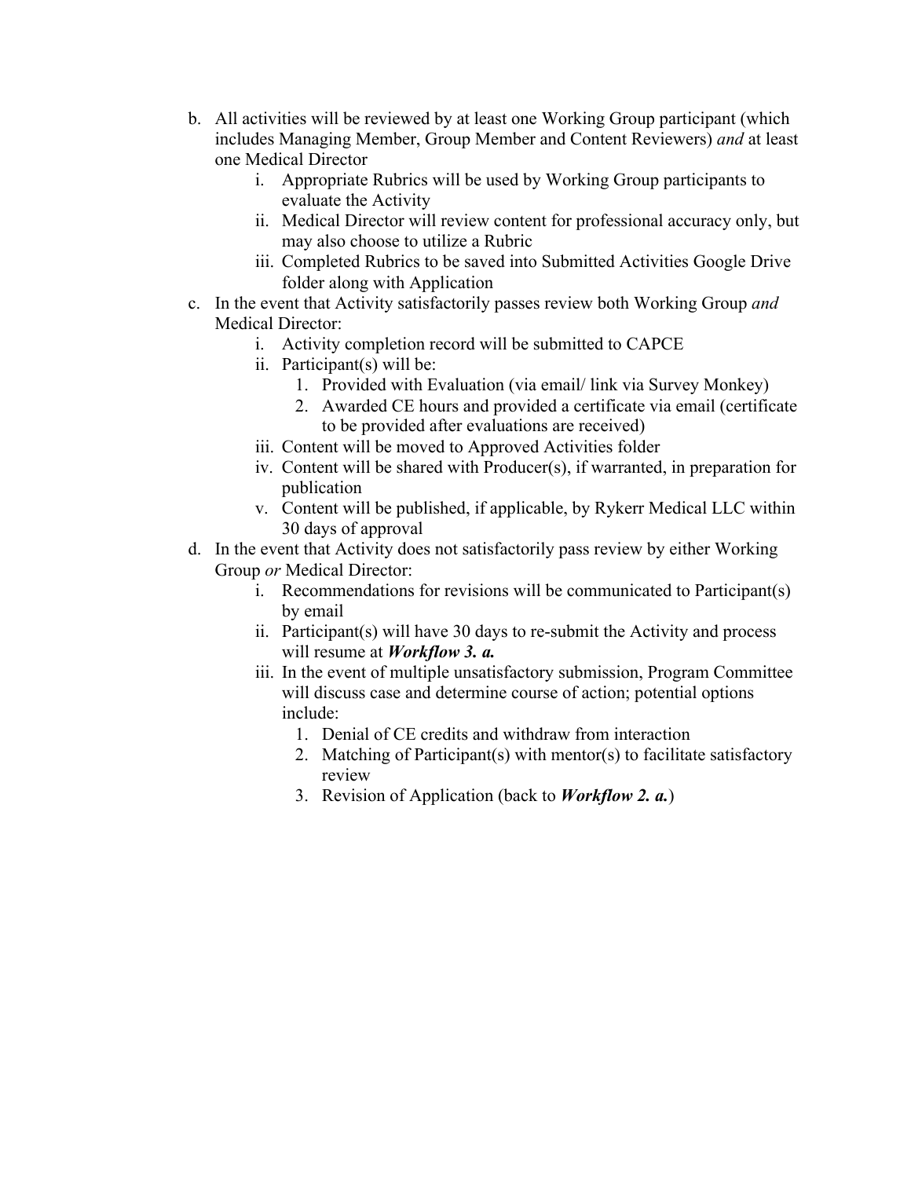b. All activities will be reviewed by at least one Working Group participant (which includes Managing Member, Group Member and Content Reviewers) *and* at least one Medical Director
    i. Appropriate Rubrics will be used by Working Group participants to evaluate the Activity
    ii. Medical Director will review content for professional accuracy only, but may also choose to utilize a Rubric
    iii. Completed Rubrics to be saved into Submitted Activities Google Drive folder along with Application
c. In the event that Activity satisfactorily passes review both Working Group *and* Medical Director:
    i. Activity completion record will be submitted to CAPCE
    ii. Participant(s) will be:
        1. Provided with Evaluation (via email/ link via Survey Monkey)
        2. Awarded CE hours and provided a certificate via email (certificate to be provided after evaluations are received)
    iii. Content will be moved to Approved Activities folder
    iv. Content will be shared with Producer(s), if warranted, in preparation for publication
    v. Content will be published, if applicable, by Rykerr Medical LLC within 30 days of approval
d. In the event that Activity does not satisfactorily pass review by either Working Group *or* Medical Director:
    i. Recommendations for revisions will be communicated to Participant(s) by email
    ii. Participant(s) will have 30 days to re-submit the Activity and process will resume at ***Workflow 3. a.***
    iii. In the event of multiple unsatisfactory submission, Program Committee will discuss case and determine course of action; potential options include:
        1. Denial of CE credits and withdraw from interaction
        2. Matching of Participant(s) with mentor(s) to facilitate satisfactory review
        3. Revision of Application (back to ***Workflow 2. a.***)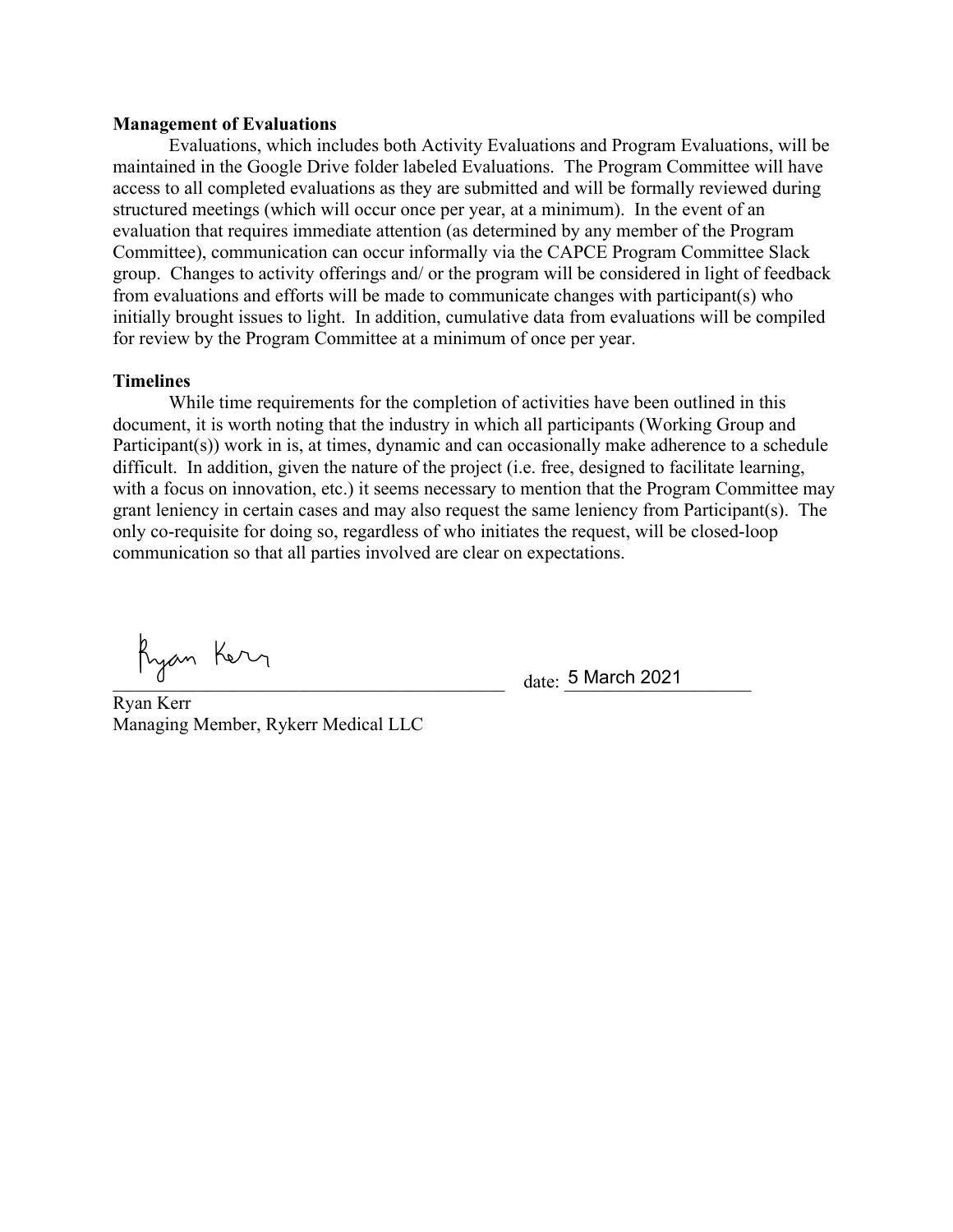**Management of Evaluations**

Evaluations, which includes both Activity Evaluations and Program Evaluations, will be maintained in the Google Drive folder labeled Evaluations. The Program Committee will have access to all completed evaluations as they are submitted and will be formally reviewed during structured meetings (which will occur once per year, at a minimum). In the event of an evaluation that requires immediate attention (as determined by any member of the Program Committee), communication can occur informally via the CAPCE Program Committee Slack group. Changes to activity offerings and/ or the program will be considered in light of feedback from evaluations and efforts will be made to communicate changes with participant(s) who initially brought issues to light. In addition, cumulative data from evaluations will be compiled for review by the Program Committee at a minimum of once per year.

**Timelines**

While time requirements for the completion of activities have been outlined in this document, it is worth noting that the industry in which all participants (Working Group and Participant(s)) work in is, at times, dynamic and can occasionally make adherence to a schedule difficult. In addition, given the nature of the project (i.e. free, designed to facilitate learning, with a focus on innovation, etc.) it seems necessary to mention that the Program Committee may grant leniency in certain cases and may also request the same leniency from Participant(s). The only co-requisite for doing so, regardless of who initiates the request, will be closed-loop communication so that all parties involved are clear on expectations.

Ryan Kerr ______________________________ date: 5 March 2021

Ryan Kerr
Managing Member, Rykerr Medical LLC